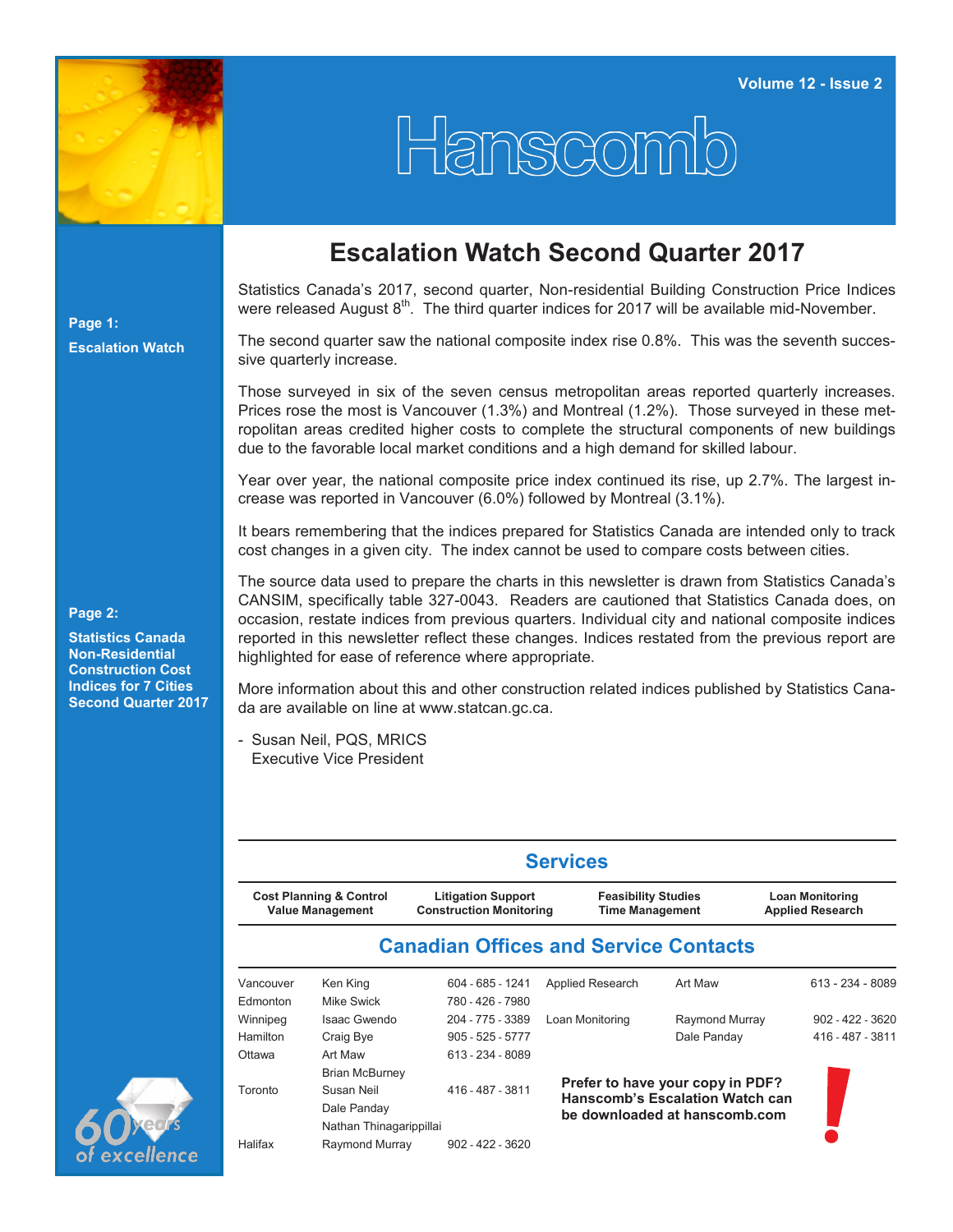# Hanscomb

Volume 12 - Issue 2

**Page 1:**

**Escalation Watch**

**Page 2:**

**Statistics Canada Non-Residential Construction Cost Indices for 7 Cities Second Quarter 2017**

## Escalation Watch Second Quarter 2017

Statistics Canada's 2017, second quarter, Non-residential Building Construction Price Indices were released August 8th. The third quarter indices for 2017 will be available mid-November.

The second quarter saw the national composite index rise 0.8%. This was the seventh successive quarterly increase.

Those surveyed in six of the seven census metropolitan areas reported quarterly increases. Prices rose the most is Vancouver (1.3%) and Montreal (1.2%). Those surveyed in these metropolitan areas credited higher costs to complete the structural components of new buildings due to the favorable local market conditions and a high demand for skilled labour.

Year over year, the national composite price index continued its rise, up 2.7%. The largest increase was reported in Vancouver (6.0%) followed by Montreal (3.1%).

It bears remembering that the indices prepared for Statistics Canada are intended only to track cost changes in a given city. The index cannot be used to compare costs between cities.

The source data used to prepare the charts in this newsletter is drawn from Statistics Canada's CANSIM, specifically table 327-0043. Readers are cautioned that Statistics Canada does, on occasion, restate indices from previous quarters. Individual city and national composite indices reported in this newsletter reflect these changes. Indices restated from the previous report are highlighted for ease of reference where appropriate.

More information about this and other construction related indices published by Statistics Canada are available on line at www.statcan.gc.ca.

- Susan Neil, PQS, MRICS
  Executive Vice President

## Services

| Cost Planning & Control<br>Value Management | Litigation Support<br>Construction Monitoring | Feasibility Studies<br>Time Management | Loan Monitoring<br>Applied Research |
|---|---|---|---|

## Canadian Offices and Service Contacts

| Office | Contact | Phone |
|---|---|---|
| Vancouver | Ken King | 604 - 685 - 1241 |
| Edmonton | Mike Swick | 780 - 426 - 7980 |
| Winnipeg | Isaac Gwendo | 204 - 775 - 3389 |
| Hamilton | Craig Bye | 905 - 525 - 5777 |
| Ottawa | Art Maw<br>Brian McBurney | 613 - 234 - 8089 |
| Toronto | Susan Neil<br>Dale Panday<br>Nathan Thinagarippillai | 416 - 487 - 3811 |
| Halifax | Raymond Murray | 902 - 422 - 3620 |

| Service | Contact | Phone |
|---|---|---|
| Applied Research | Art Maw | 613 - 234 - 8089 |
| Loan Monitoring | Raymond Murray | 902 - 422 - 3620 |
| | Dale Panday | 416 - 487 - 3811 |

**Prefer to have your copy in PDF? Hanscomb's Escalation Watch can be downloaded at hanscomb.com**

60 years of excellence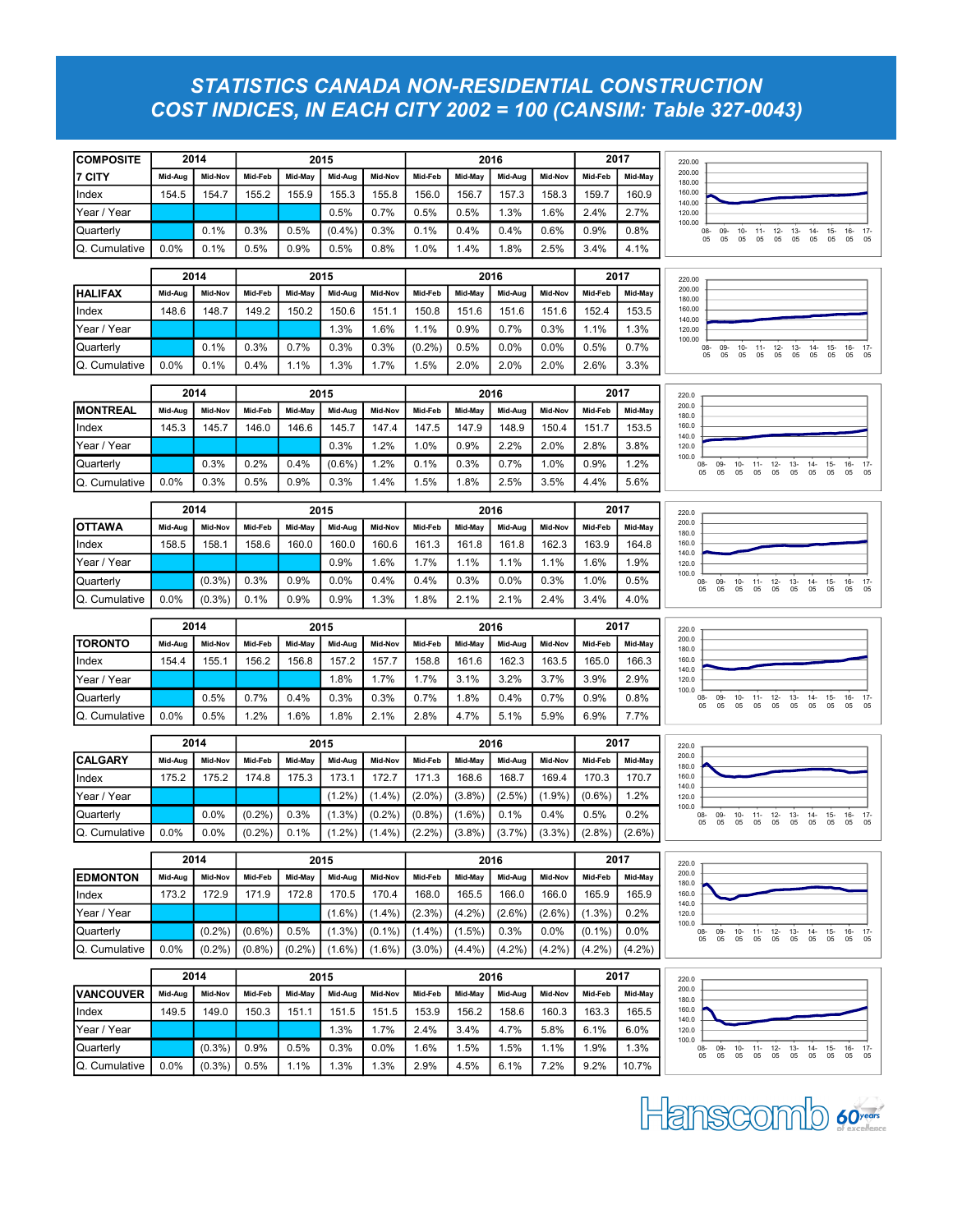# STATISTICS CANADA NON-RESIDENTIAL CONSTRUCTION COST INDICES, IN EACH CITY 2002 = 100 (CANSIM: Table 327-0043)

| COMPOSITE | 2014 | | 2015 | | | | 2016 | | | | 2017 | |
|---|---|---|---|---|---|---|---|---|---|---|---|---|
| 7 CITY | Mid-Aug | Mid-Nov | Mid-Feb | Mid-May | Mid-Aug | Mid-Nov | Mid-Feb | Mid-May | Mid-Aug | Mid-Nov | Mid-Feb | Mid-May |
| Index | 154.5 | 154.7 | 155.2 | 155.9 | 155.3 | 155.8 | 156.0 | 156.7 | 157.3 | 158.3 | 159.7 | 160.9 |
| Year / Year | | | | | 0.5% | 0.7% | 0.5% | 0.5% | 1.3% | 1.6% | 2.4% | 2.7% |
| Quarterly | | 0.1% | 0.3% | 0.5% | (0.4%) | 0.3% | 0.1% | 0.4% | 0.4% | 0.6% | 0.9% | 0.8% |
| Q. Cumulative | 0.0% | 0.1% | 0.5% | 0.9% | 0.5% | 0.8% | 1.0% | 1.4% | 1.8% | 2.5% | 3.4% | 4.1% |

220.00
200.00
180.00
160.00
140.00
120.00
100.00
08-05 09-05 10-05 11-05 12-05 13-05 14-05 15-05 16-05 17-05

| | 2014 | | 2015 | | | | 2016 | | | | 2017 | |
|---|---|---|---|---|---|---|---|---|---|---|---|---|
| HALIFAX | Mid-Aug | Mid-Nov | Mid-Feb | Mid-May | Mid-Aug | Mid-Nov | Mid-Feb | Mid-May | Mid-Aug | Mid-Nov | Mid-Feb | Mid-May |
| Index | 148.6 | 148.7 | 149.2 | 150.2 | 150.6 | 151.1 | 150.8 | 151.6 | 151.6 | 151.6 | 152.4 | 153.5 |
| Year / Year | | | | | 1.3% | 1.6% | 1.1% | 0.9% | 0.7% | 0.3% | 1.1% | 1.3% |
| Quarterly | | 0.1% | 0.3% | 0.7% | 0.3% | 0.3% | (0.2%) | 0.5% | 0.0% | 0.0% | 0.5% | 0.7% |
| Q. Cumulative | 0.0% | 0.1% | 0.4% | 1.1% | 1.3% | 1.7% | 1.5% | 2.0% | 2.0% | 2.0% | 2.6% | 3.3% |

220.00
200.00
180.00
160.00
140.00
120.00
100.00
08-05 09-05 10-05 11-05 12-05 13-05 14-05 15-05 16-05 17-05

| | 2014 | | 2015 | | | | 2016 | | | | 2017 | |
|---|---|---|---|---|---|---|---|---|---|---|---|---|
| MONTREAL | Mid-Aug | Mid-Nov | Mid-Feb | Mid-May | Mid-Aug | Mid-Nov | Mid-Feb | Mid-May | Mid-Aug | Mid-Nov | Mid-Feb | Mid-May |
| Index | 145.3 | 145.7 | 146.0 | 146.6 | 145.7 | 147.4 | 147.5 | 147.9 | 148.9 | 150.4 | 151.7 | 153.5 |
| Year / Year | | | | | 0.3% | 1.2% | 1.0% | 0.9% | 2.2% | 2.0% | 2.8% | 3.8% |
| Quarterly | | 0.3% | 0.2% | 0.4% | (0.6%) | 1.2% | 0.1% | 0.3% | 0.7% | 1.0% | 0.9% | 1.2% |
| Q. Cumulative | 0.0% | 0.3% | 0.5% | 0.9% | 0.3% | 1.4% | 1.5% | 1.8% | 2.5% | 3.5% | 4.4% | 5.6% |

220.0
200.0
180.0
160.0
140.0
120.0
100.0
08-05 09-05 10-05 11-05 12-05 13-05 14-05 15-05 16-05 17-05

| | 2014 | | 2015 | | | | 2016 | | | | 2017 | |
|---|---|---|---|---|---|---|---|---|---|---|---|---|
| OTTAWA | Mid-Aug | Mid-Nov | Mid-Feb | Mid-May | Mid-Aug | Mid-Nov | Mid-Feb | Mid-May | Mid-Aug | Mid-Nov | Mid-Feb | Mid-May |
| Index | 158.5 | 158.1 | 158.6 | 160.0 | 160.0 | 160.6 | 161.3 | 161.8 | 161.8 | 162.3 | 163.9 | 164.8 |
| Year / Year | | | | | 0.9% | 1.6% | 1.7% | 1.1% | 1.1% | 1.1% | 1.6% | 1.9% |
| Quarterly | | (0.3%) | 0.3% | 0.9% | 0.0% | 0.4% | 0.4% | 0.3% | 0.0% | 0.3% | 1.0% | 0.5% |
| Q. Cumulative | 0.0% | (0.3%) | 0.1% | 0.9% | 0.9% | 1.3% | 1.8% | 2.1% | 2.1% | 2.4% | 3.4% | 4.0% |

220.0
200.0
180.0
160.0
140.0
120.0
100.0
08-05 09-05 10-05 11-05 12-05 13-05 14-05 15-05 16-05 17-05

| | 2014 | | 2015 | | | | 2016 | | | | 2017 | |
|---|---|---|---|---|---|---|---|---|---|---|---|---|
| TORONTO | Mid-Aug | Mid-Nov | Mid-Feb | Mid-May | Mid-Aug | Mid-Nov | Mid-Feb | Mid-May | Mid-Aug | Mid-Nov | Mid-Feb | Mid-May |
| Index | 154.4 | 155.1 | 156.2 | 156.8 | 157.2 | 157.7 | 158.8 | 161.6 | 162.3 | 163.5 | 165.0 | 166.3 |
| Year / Year | | | | | 1.8% | 1.7% | 1.7% | 3.1% | 3.2% | 3.7% | 3.9% | 2.9% |
| Quarterly | | 0.5% | 0.7% | 0.4% | 0.3% | 0.3% | 0.7% | 1.8% | 0.4% | 0.7% | 0.9% | 0.8% |
| Q. Cumulative | 0.0% | 0.5% | 1.2% | 1.6% | 1.8% | 2.1% | 2.8% | 4.7% | 5.1% | 5.9% | 6.9% | 7.7% |

220.0
200.0
180.0
160.0
140.0
120.0
100.0
08-05 09-05 10-05 11-05 12-05 13-05 14-05 15-05 16-05 17-05

| | 2014 | | 2015 | | | | 2016 | | | | 2017 | |
|---|---|---|---|---|---|---|---|---|---|---|---|---|
| CALGARY | Mid-Aug | Mid-Nov | Mid-Feb | Mid-May | Mid-Aug | Mid-Nov | Mid-Feb | Mid-May | Mid-Aug | Mid-Nov | Mid-Feb | Mid-May |
| Index | 175.2 | 175.2 | 174.8 | 175.3 | 173.1 | 172.7 | 171.3 | 168.6 | 168.7 | 169.4 | 170.3 | 170.7 |
| Year / Year | | | | | (1.2%) | (1.4%) | (2.0%) | (3.8%) | (2.5%) | (1.9%) | (0.6%) | 1.2% |
| Quarterly | | 0.0% | (0.2%) | 0.3% | (1.3%) | (0.2%) | (0.8%) | (1.6%) | 0.1% | 0.4% | 0.5% | 0.2% |
| Q. Cumulative | 0.0% | 0.0% | (0.2%) | 0.1% | (1.2%) | (1.4%) | (2.2%) | (3.8%) | (3.7%) | (3.3%) | (2.8%) | (2.6%) |

220.0
200.0
180.0
160.0
140.0
120.0
100.0
08-05 09-05 10-05 11-05 12-05 13-05 14-05 15-05 16-05 17-05

| | 2014 | | 2015 | | | | 2016 | | | | 2017 | |
|---|---|---|---|---|---|---|---|---|---|---|---|---|
| EDMONTON | Mid-Aug | Mid-Nov | Mid-Feb | Mid-May | Mid-Aug | Mid-Nov | Mid-Feb | Mid-May | Mid-Aug | Mid-Nov | Mid-Feb | Mid-May |
| Index | 173.2 | 172.9 | 171.9 | 172.8 | 170.5 | 170.4 | 168.0 | 165.5 | 166.0 | 166.0 | 165.9 | 165.9 |
| Year / Year | | | | | (1.6%) | (1.4%) | (2.3%) | (4.2%) | (2.6%) | (2.6%) | (1.3%) | 0.2% |
| Quarterly | | (0.2%) | (0.6%) | 0.5% | (1.3%) | (0.1%) | (1.4%) | (1.5%) | 0.3% | 0.0% | (0.1%) | 0.0% |
| Q. Cumulative | 0.0% | (0.2%) | (0.8%) | (0.2%) | (1.6%) | (1.6%) | (3.0%) | (4.4%) | (4.2%) | (4.2%) | (4.2%) | (4.2%) |

220.0
200.0
180.0
160.0
140.0
120.0
100.0
08-05 09-05 10-05 11-05 12-05 13-05 14-05 15-05 16-05 17-05

| | 2014 | | 2015 | | | | 2016 | | | | 2017 | |
|---|---|---|---|---|---|---|---|---|---|---|---|---|
| VANCOUVER | Mid-Aug | Mid-Nov | Mid-Feb | Mid-May | Mid-Aug | Mid-Nov | Mid-Feb | Mid-May | Mid-Aug | Mid-Nov | Mid-Feb | Mid-May |
| Index | 149.5 | 149.0 | 150.3 | 151.1 | 151.5 | 151.5 | 153.9 | 156.2 | 158.6 | 160.3 | 163.3 | 165.5 |
| Year / Year | | | | | 1.3% | 1.7% | 2.4% | 3.4% | 4.7% | 5.8% | 6.1% | 6.0% |
| Quarterly | | (0.3%) | 0.9% | 0.5% | 0.3% | 0.0% | 1.6% | 1.5% | 1.5% | 1.1% | 1.9% | 1.3% |
| Q. Cumulative | 0.0% | (0.3%) | 0.5% | 1.1% | 1.3% | 1.3% | 2.9% | 4.5% | 6.1% | 7.2% | 9.2% | 10.7% |

220.0
200.0
180.0
160.0
140.0
120.0
100.0
08-05 09-05 10-05 11-05 12-05 13-05 14-05 15-05 16-05 17-05

Hanscomb 60 years of excellence